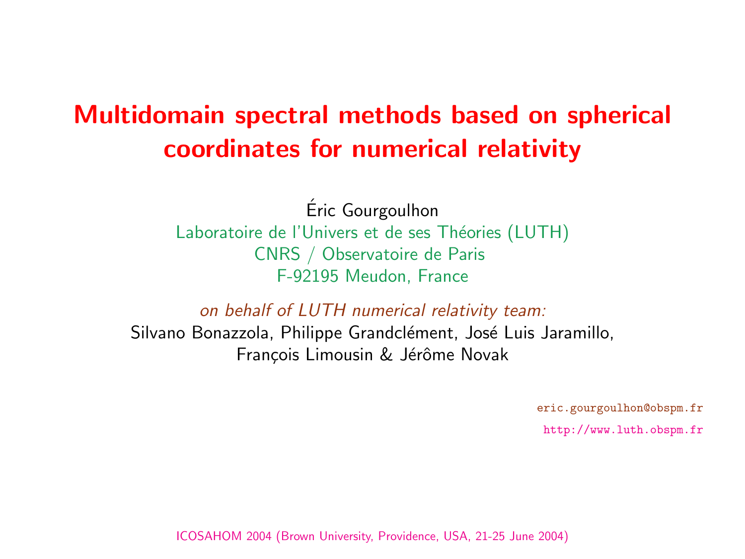# Multidomain spectral methods based on spherical coordinates for numerical relativity

Éric Gourgoulhon

Laboratoire de l'Univers et de ses Théories (LUTH)
CNRS / Observatoire de Paris
F-92195 Meudon, France

*on behalf of LUTH numerical relativity team:*

Silvano Bonazzola, Philippe Grandclément, José Luis Jaramillo, François Limousin & Jérôme Novak

eric.gourgoulhon@obspm.fr

http://www.luth.obspm.fr

ICOSAHOM 2004 (Brown University, Providence, USA, 21-25 June 2004)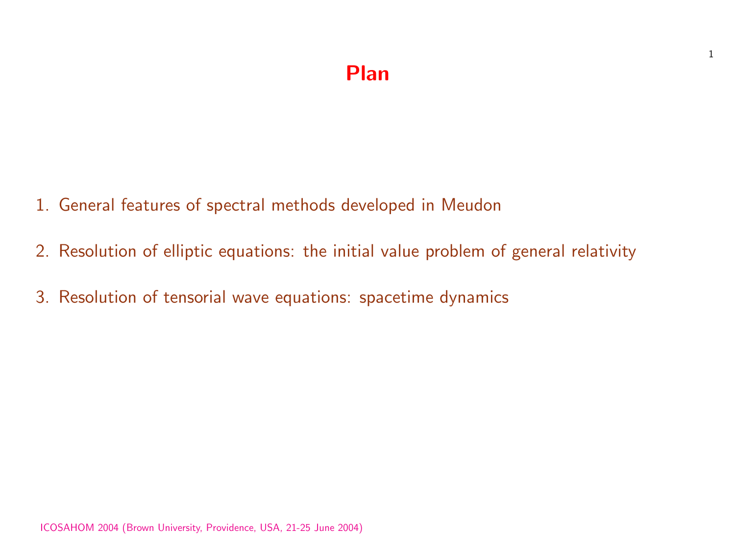# Plan

1. General features of spectral methods developed in Meudon
2. Resolution of elliptic equations: the initial value problem of general relativity
3. Resolution of tensorial wave equations: spacetime dynamics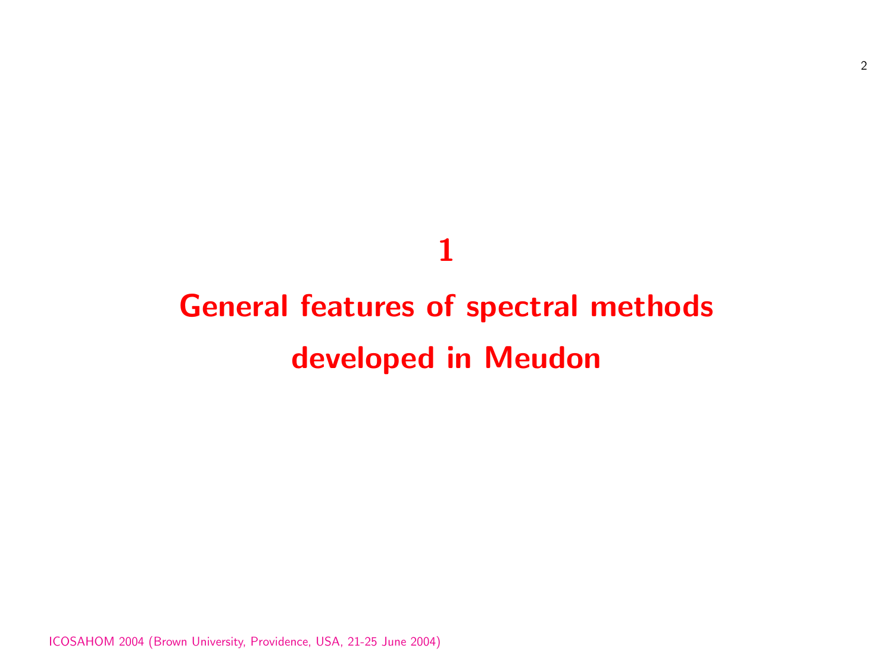# 1

# General features of spectral methods developed in Meudon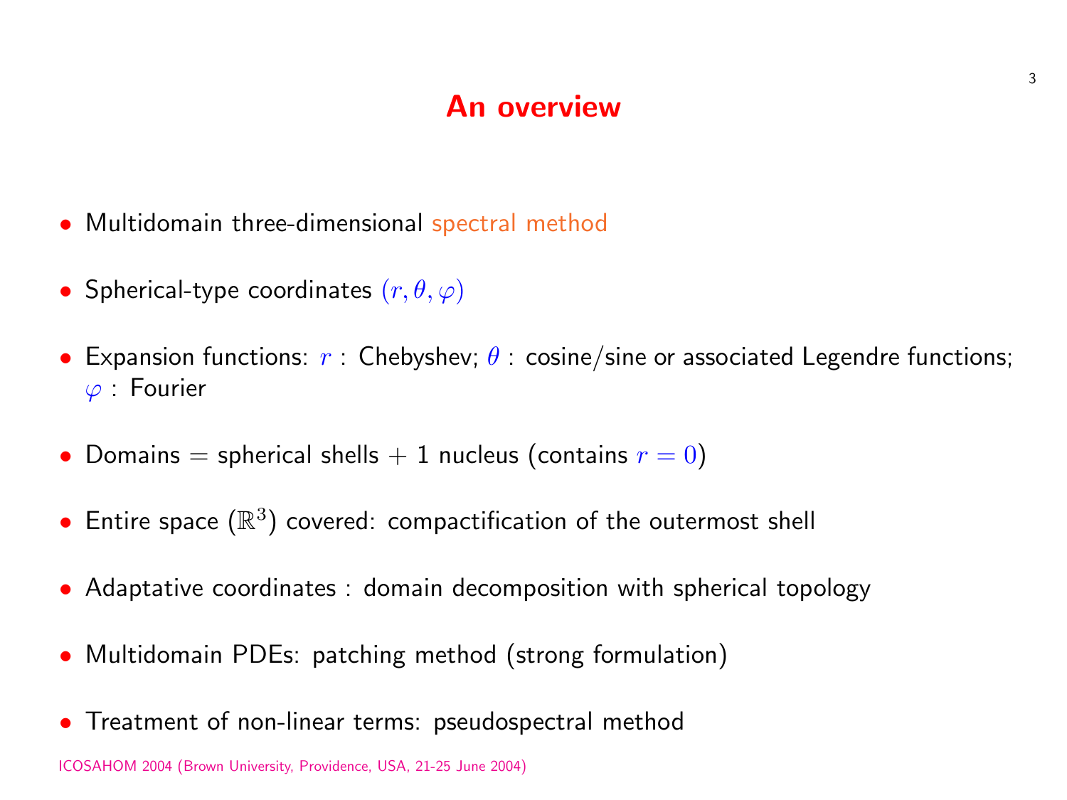# An overview

- Multidomain three-dimensional spectral method
- Spherical-type coordinates $(r, \theta, \varphi)$
- Expansion functions: $r$ : Chebyshev; $\theta$ : cosine/sine or associated Legendre functions; $\varphi$ : Fourier
- Domains = spherical shells + 1 nucleus (contains $r = 0$)
- Entire space ($\mathbb{R}^3$) covered: compactification of the outermost shell
- Adaptative coordinates : domain decomposition with spherical topology
- Multidomain PDEs: patching method (strong formulation)
- Treatment of non-linear terms: pseudospectral method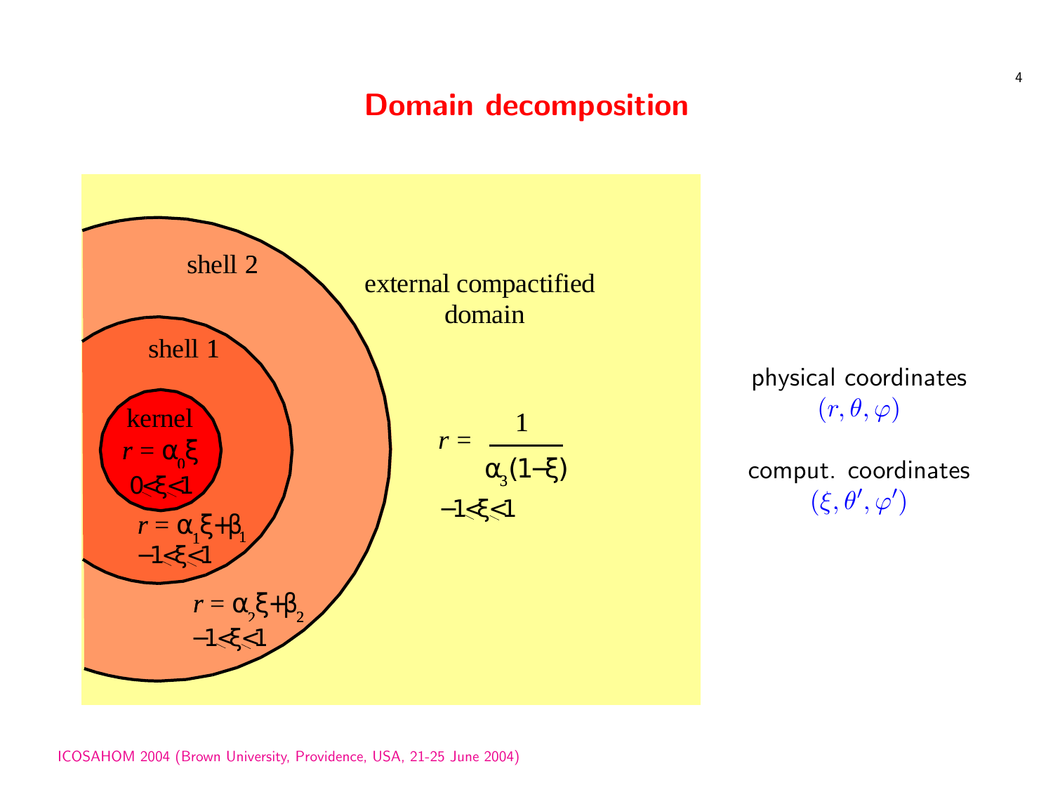# Domain decomposition

shell 2

external compactified domain

shell 1

kernel
$r = \alpha_0 \xi$
$0 < \xi < 1$

$r = \alpha_1 \xi + \beta_1$
$-1 < \xi < 1$

$r = \alpha_2 \xi + \beta_2$
$-1 < \xi < 1$

$r = \dfrac{1}{\alpha_3 (1 - \xi)}$
$-1 < \xi < 1$

physical coordinates
$(r, \theta, \varphi)$

comput. coordinates
$(\xi, \theta', \varphi')$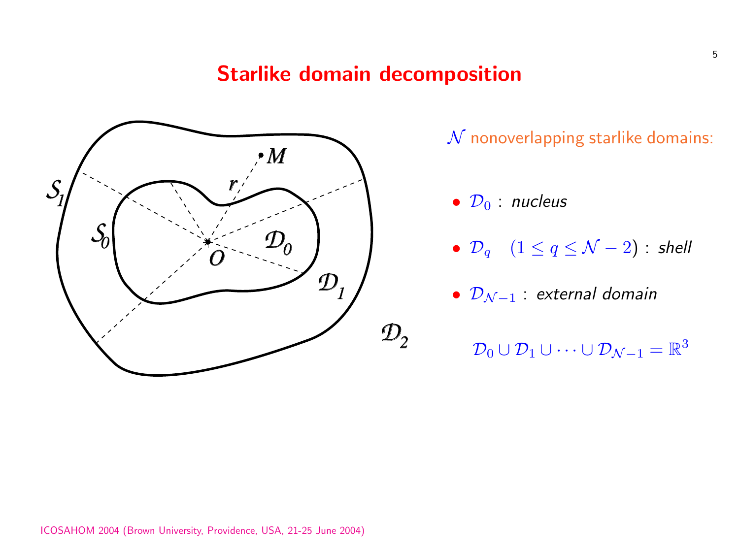# Starlike domain decomposition

$\mathcal{N}$ nonoverlapping starlike domains:

- $\mathcal{D}_0$ : *nucleus*
- $\mathcal{D}_q \quad (1 \leq q \leq \mathcal{N}-2)$ : *shell*
- $\mathcal{D}_{\mathcal{N}-1}$ : *external domain*

$$\mathcal{D}_0 \cup \mathcal{D}_1 \cup \cdots \cup \mathcal{D}_{\mathcal{N}-1} = \mathbb{R}^3$$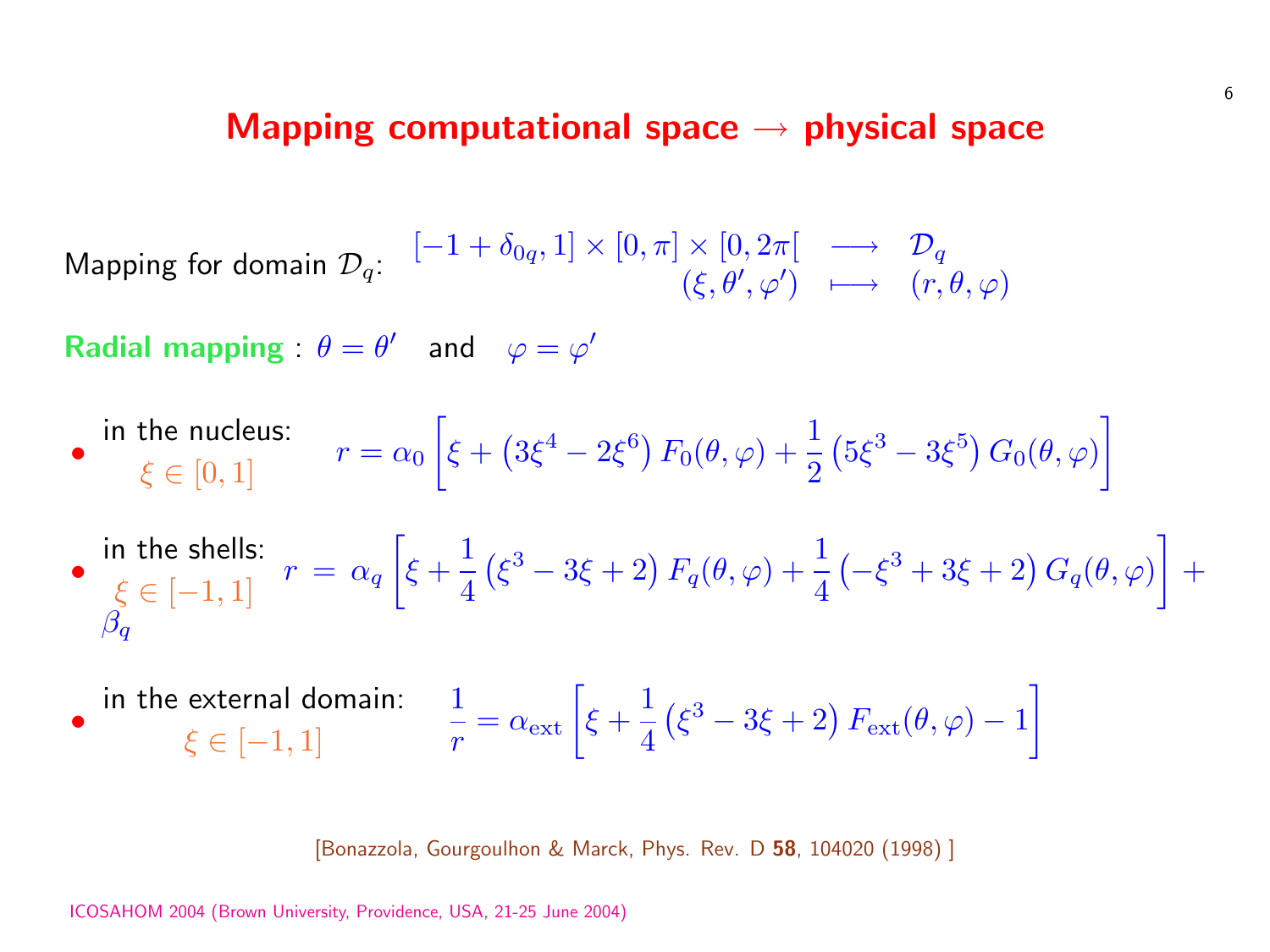# Mapping computational space → physical space

Mapping for domain $\mathcal{D}_q$:
$$
\begin{array}{rcl}
[-1+\delta_{0q}, 1] \times [0,\pi] \times [0, 2\pi[ & \longrightarrow & \mathcal{D}_q \\
(\xi, \theta', \varphi') & \longmapsto & (r, \theta, \varphi)
\end{array}
$$

**Radial mapping** : $\theta = \theta'$ and $\varphi = \varphi'$

- in the nucleus: $\xi \in [0,1]$
$$
r = \alpha_0 \left[ \xi + \left(3\xi^4 - 2\xi^6\right) F_0(\theta,\varphi) + \frac{1}{2}\left(5\xi^3 - 3\xi^5\right) G_0(\theta,\varphi) \right]
$$

- in the shells: $\xi \in [-1,1]$
$$
r = \alpha_q \left[ \xi + \frac{1}{4}\left(\xi^3 - 3\xi + 2\right) F_q(\theta,\varphi) + \frac{1}{4}\left(-\xi^3 + 3\xi + 2\right) G_q(\theta,\varphi) \right] + \beta_q
$$

- in the external domain: $\xi \in [-1,1]$
$$
\frac{1}{r} = \alpha_{\rm ext} \left[ \xi + \frac{1}{4}\left(\xi^3 - 3\xi + 2\right) F_{\rm ext}(\theta,\varphi) - 1 \right]
$$

[Bonazzola, Gourgoulhon & Marck, Phys. Rev. D **58**, 104020 (1998) ]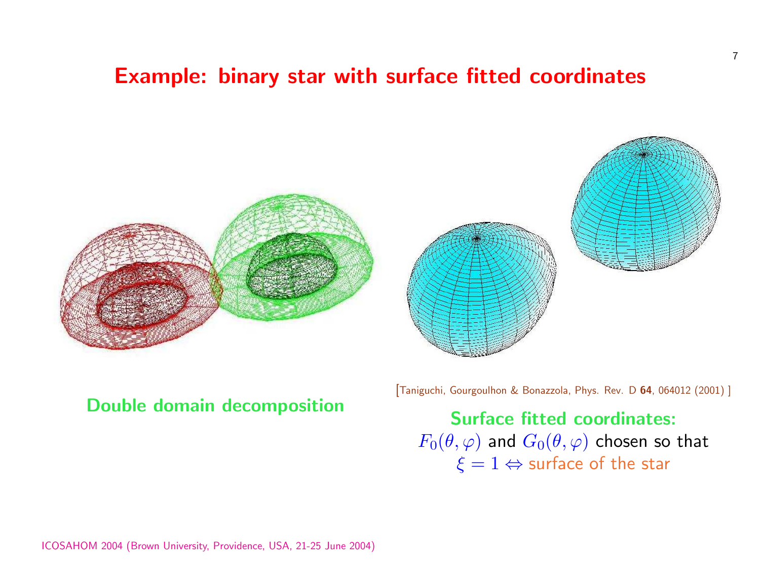## Example: binary star with surface fitted coordinates

**Double domain decomposition**

[Taniguchi, Gourgoulhon & Bonazzola, Phys. Rev. D **64**, 064012 (2001) ]

**Surface fitted coordinates:**
$F_0(\theta, \varphi)$ and $G_0(\theta, \varphi)$ chosen so that
$\xi = 1 \Leftrightarrow$ surface of the star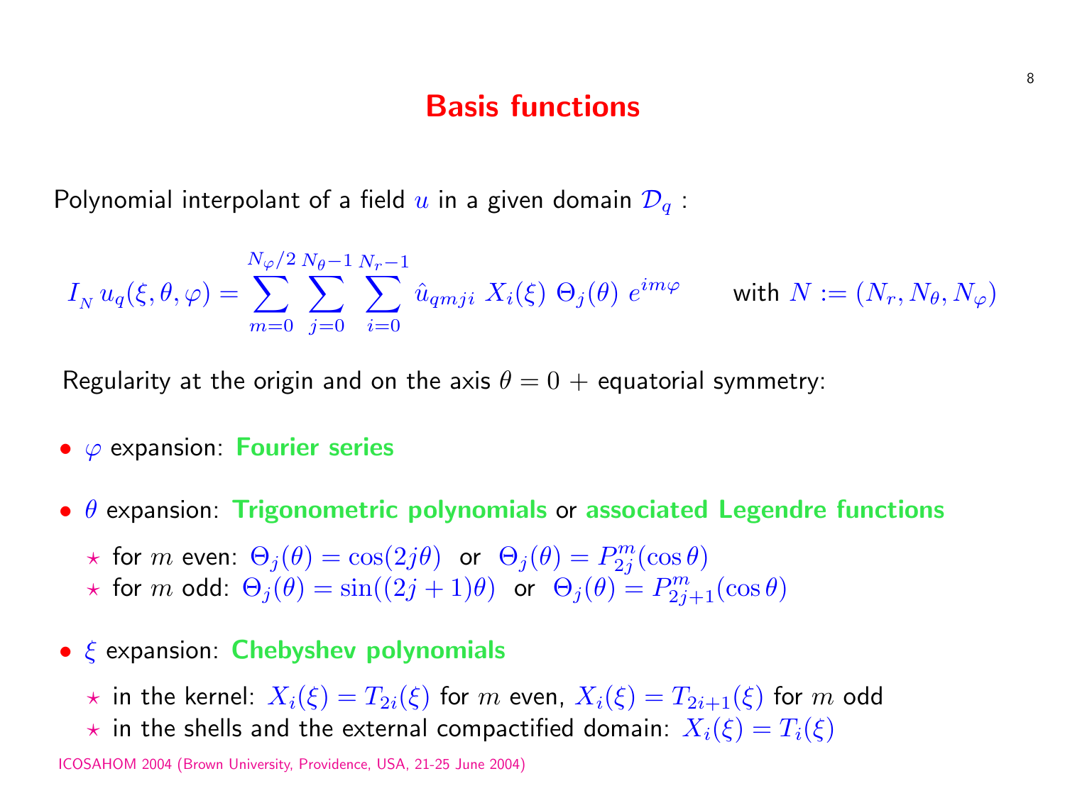# Basis functions

Polynomial interpolant of a field $u$ in a given domain $\mathcal{D}_q$ :

$$I_N\, u_q(\xi,\theta,\varphi) = \sum_{m=0}^{N_\varphi/2} \sum_{j=0}^{N_\theta-1} \sum_{i=0}^{N_r-1} \hat{u}_{qmji}\; X_i(\xi)\; \Theta_j(\theta)\; e^{im\varphi} \qquad \text{with } N := (N_r, N_\theta, N_\varphi)$$

Regularity at the origin and on the axis $\theta = 0$ + equatorial symmetry:

- $\varphi$ expansion: **Fourier series**
- $\theta$ expansion: **Trigonometric polynomials** or **associated Legendre functions**
  - ⋆ for $m$ even: $\Theta_j(\theta) = \cos(2j\theta)$ or $\Theta_j(\theta) = P_{2j}^m(\cos\theta)$
  - ⋆ for $m$ odd: $\Theta_j(\theta) = \sin((2j+1)\theta)$ or $\Theta_j(\theta) = P_{2j+1}^m(\cos\theta)$
- $\xi$ expansion: **Chebyshev polynomials**
  - ⋆ in the kernel: $X_i(\xi) = T_{2i}(\xi)$ for $m$ even, $X_i(\xi) = T_{2i+1}(\xi)$ for $m$ odd
  - ⋆ in the shells and the external compactified domain: $X_i(\xi) = T_i(\xi)$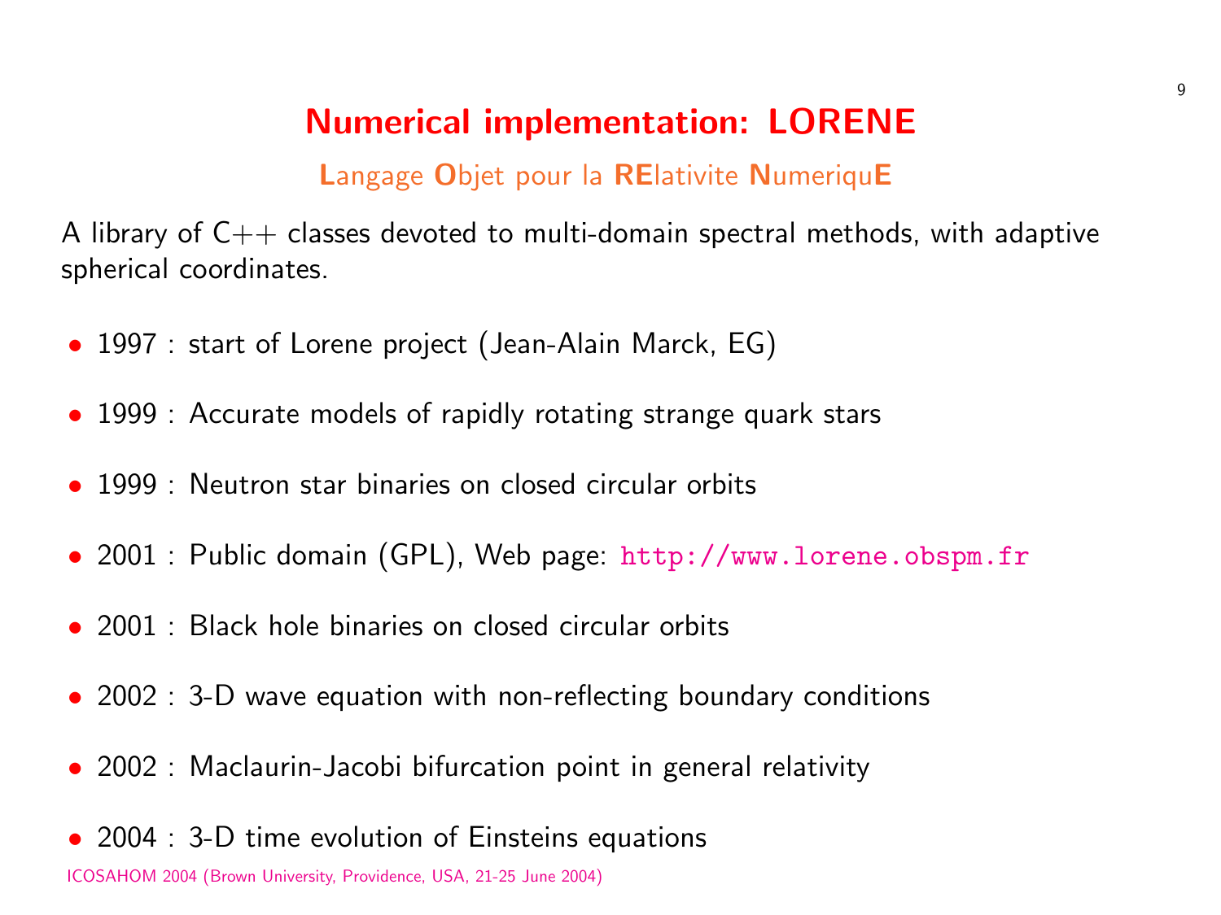# Numerical implementation: LORENE

**L**angage **O**bjet pour la **RE**lativite **N**umeriqu**E**

A library of C++ classes devoted to multi-domain spectral methods, with adaptive spherical coordinates.

- 1997 : start of Lorene project (Jean-Alain Marck, EG)
- 1999 : Accurate models of rapidly rotating strange quark stars
- 1999 : Neutron star binaries on closed circular orbits
- 2001 : Public domain (GPL), Web page: `http://www.lorene.obspm.fr`
- 2001 : Black hole binaries on closed circular orbits
- 2002 : 3-D wave equation with non-reflecting boundary conditions
- 2002 : Maclaurin-Jacobi bifurcation point in general relativity
- 2004 : 3-D time evolution of Einsteins equations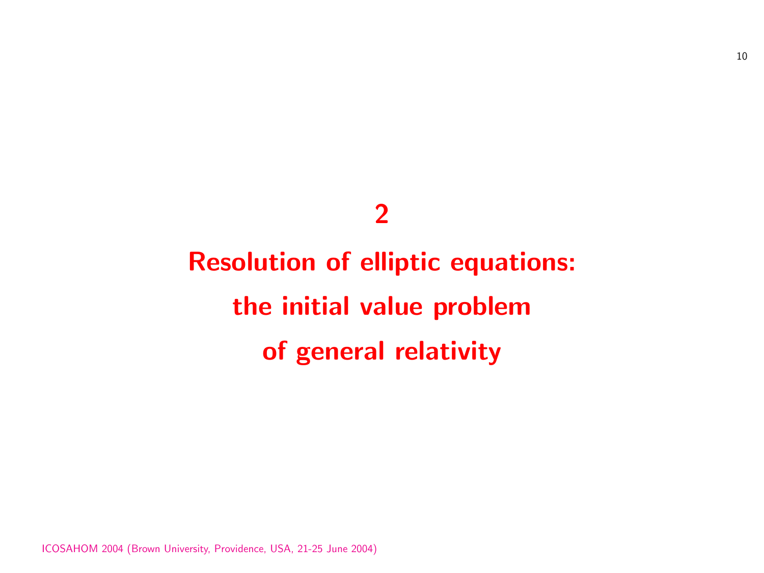# 2

# Resolution of elliptic equations: the initial value problem of general relativity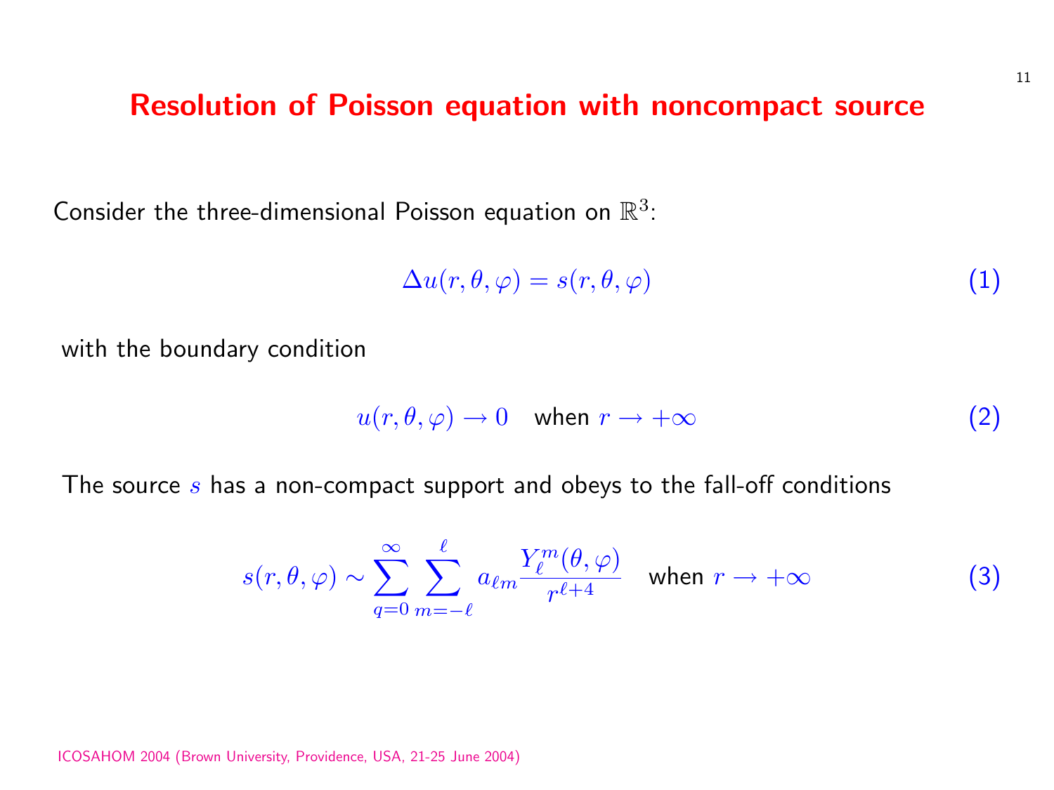# Resolution of Poisson equation with noncompact source

Consider the three-dimensional Poisson equation on $\mathbb{R}^3$:

$$\Delta u(r, \theta, \varphi) = s(r, \theta, \varphi) \quad (1)$$

with the boundary condition

$$u(r, \theta, \varphi) \to 0 \quad \text{when } r \to +\infty \quad (2)$$

The source $s$ has a non-compact support and obeys to the fall-off conditions

$$s(r, \theta, \varphi) \sim \sum_{q=0}^{\infty} \sum_{m=-\ell}^{\ell} a_{\ell m} \frac{Y_\ell^m(\theta, \varphi)}{r^{\ell+4}} \quad \text{when } r \to +\infty \quad (3)$$

ICOSAHOM 2004 (Brown University, Providence, USA, 21-25 June 2004)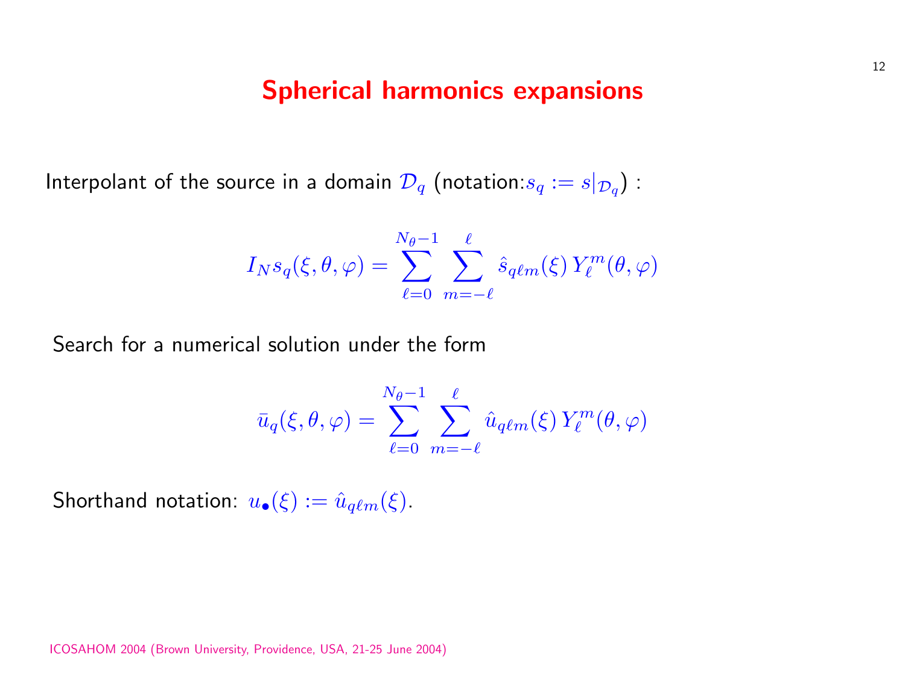# Spherical harmonics expansions

Interpolant of the source in a domain $\mathcal{D}_q$ (notation:$s_q := s|_{\mathcal{D}_q}$) :

$$I_N s_q(\xi, \theta, \varphi) = \sum_{\ell=0}^{N_\theta - 1} \sum_{m=-\ell}^{\ell} \hat{s}_{q\ell m}(\xi) \, Y_\ell^m(\theta, \varphi)$$

Search for a numerical solution under the form

$$\bar{u}_q(\xi, \theta, \varphi) = \sum_{\ell=0}^{N_\theta - 1} \sum_{m=-\ell}^{\ell} \hat{u}_{q\ell m}(\xi) \, Y_\ell^m(\theta, \varphi)$$

Shorthand notation: $u_\bullet(\xi) := \hat{u}_{q\ell m}(\xi)$.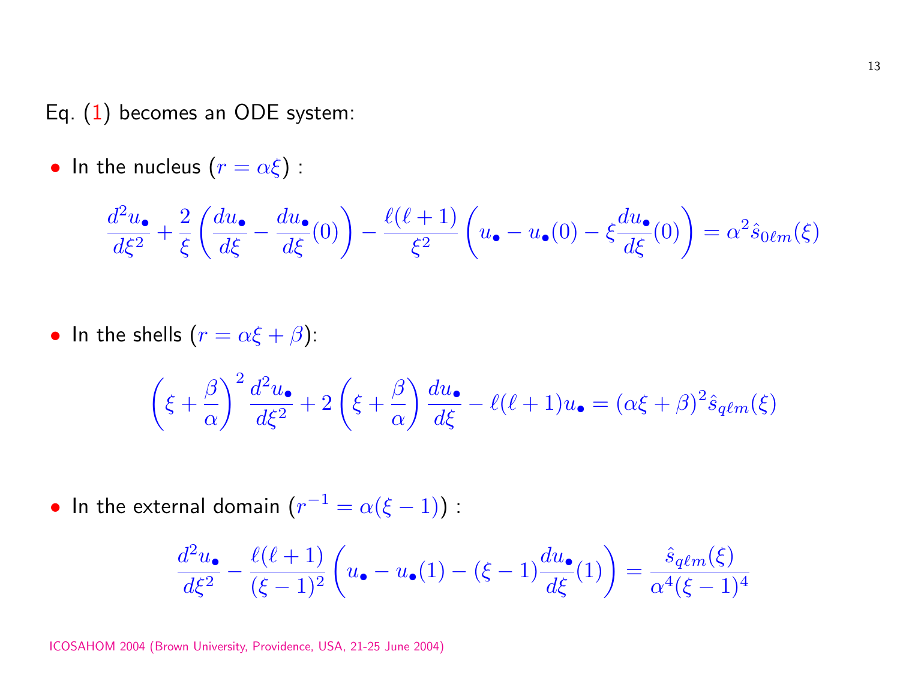Eq. (1) becomes an ODE system:

- In the nucleus ($r = \alpha\xi$) :

$$\frac{d^2u_\bullet}{d\xi^2} + \frac{2}{\xi}\left(\frac{du_\bullet}{d\xi} - \frac{du_\bullet}{d\xi}(0)\right) - \frac{\ell(\ell+1)}{\xi^2}\left(u_\bullet - u_\bullet(0) - \xi\frac{du_\bullet}{d\xi}(0)\right) = \alpha^2 \hat{s}_{0\ell m}(\xi)$$

- In the shells ($r = \alpha\xi + \beta$):

$$\left(\xi + \frac{\beta}{\alpha}\right)^2 \frac{d^2u_\bullet}{d\xi^2} + 2\left(\xi + \frac{\beta}{\alpha}\right)\frac{du_\bullet}{d\xi} - \ell(\ell+1)u_\bullet = (\alpha\xi + \beta)^2 \hat{s}_{q\ell m}(\xi)$$

- In the external domain ($r^{-1} = \alpha(\xi - 1)$) :

$$\frac{d^2u_\bullet}{d\xi^2} - \frac{\ell(\ell+1)}{(\xi-1)^2}\left(u_\bullet - u_\bullet(1) - (\xi-1)\frac{du_\bullet}{d\xi}(1)\right) = \frac{\hat{s}_{q\ell m}(\xi)}{\alpha^4(\xi-1)^4}$$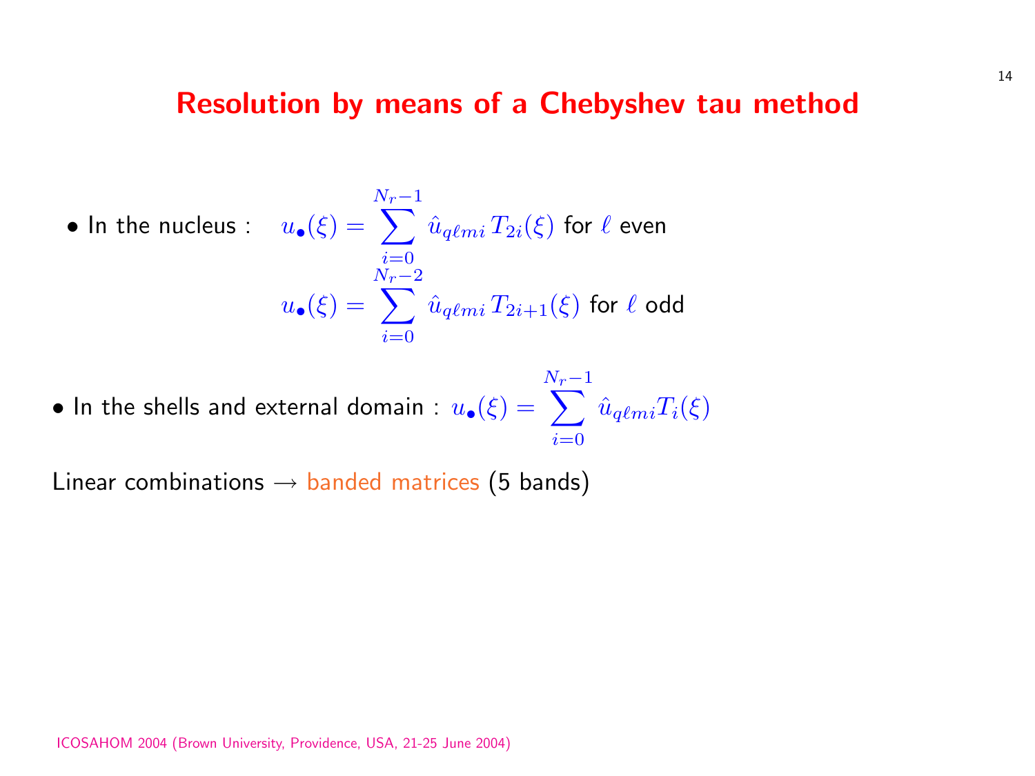# Resolution by means of a Chebyshev tau method

- In the nucleus : $u_\bullet(\xi) = \sum_{i=0}^{N_r-1} \hat{u}_{q\ell mi}\, T_{2i}(\xi)$ for $\ell$ even

  $$u_\bullet(\xi) = \sum_{i=0}^{N_r-2} \hat{u}_{q\ell mi}\, T_{2i+1}(\xi) \text{ for } \ell \text{ odd}$$

- In the shells and external domain : $u_\bullet(\xi) = \sum_{i=0}^{N_r-1} \hat{u}_{q\ell mi} T_i(\xi)$

Linear combinations $\rightarrow$ banded matrices (5 bands)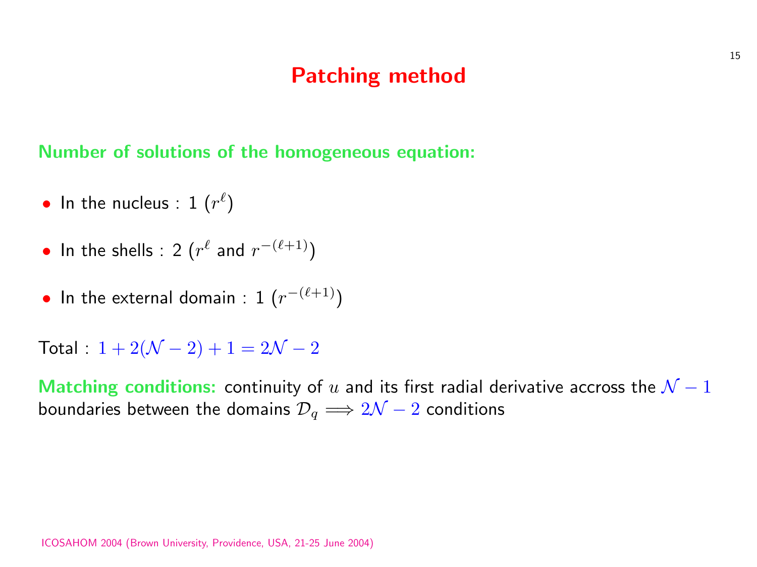# Patching method

**Number of solutions of the homogeneous equation:**

- In the nucleus : 1 ($r^\ell$)
- In the shells : 2 ($r^\ell$ and $r^{-(\ell+1)}$)
- In the external domain : 1 ($r^{-(\ell+1)}$)

Total : $1 + 2(\mathcal{N} - 2) + 1 = 2\mathcal{N} - 2$

**Matching conditions:** continuity of $u$ and its first radial derivative accross the $\mathcal{N} - 1$ boundaries between the domains $\mathcal{D}_q \Longrightarrow 2\mathcal{N} - 2$ conditions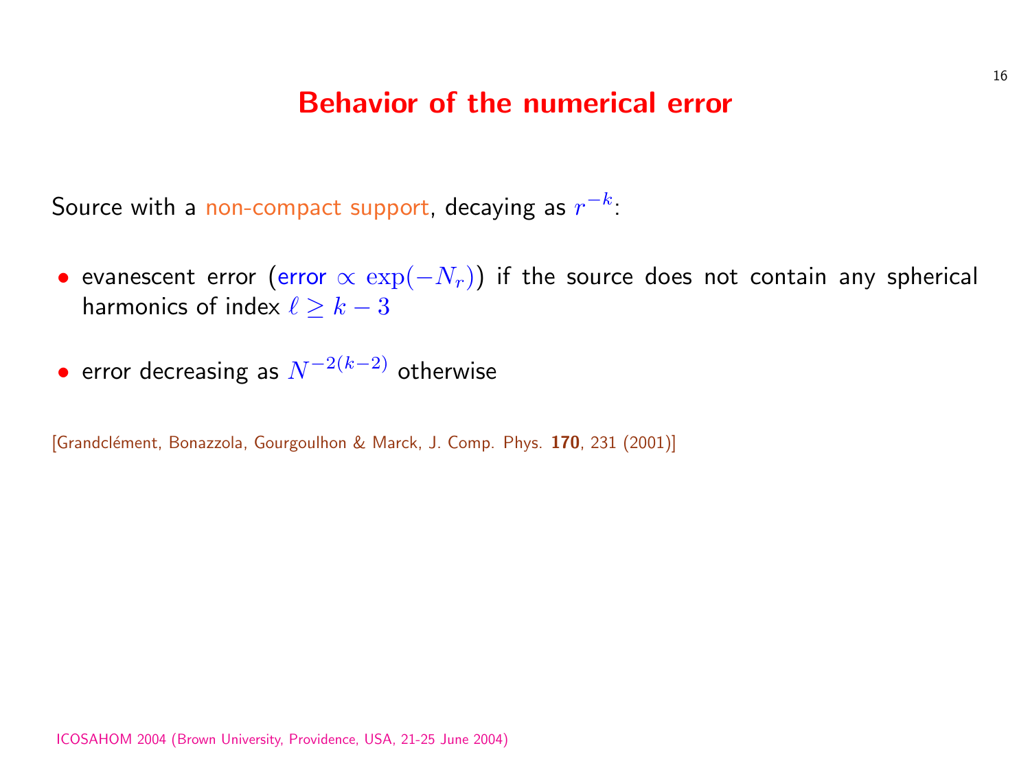# Behavior of the numerical error

Source with a non-compact support, decaying as $r^{-k}$:

- evanescent error (error $\propto \exp(-N_r)$) if the source does not contain any spherical harmonics of index $\ell \geq k-3$
- error decreasing as $N^{-2(k-2)}$ otherwise

[Grandclément, Bonazzola, Gourgoulhon & Marck, J. Comp. Phys. **170**, 231 (2001)]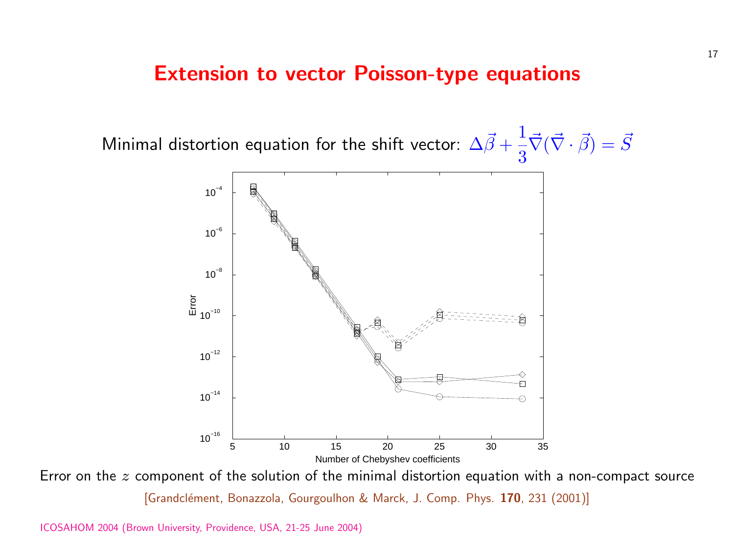# Extension to vector Poisson-type equations

Minimal distortion equation for the shift vector: $\Delta\vec{\beta} + \frac{1}{3}\vec{\nabla}(\vec{\nabla}\cdot\vec{\beta}) = \vec{S}$

Error on the $z$ component of the solution of the minimal distortion equation with a non-compact source

[Grandclément, Bonazzola, Gourgoulhon & Marck, J. Comp. Phys. **170**, 231 (2001)]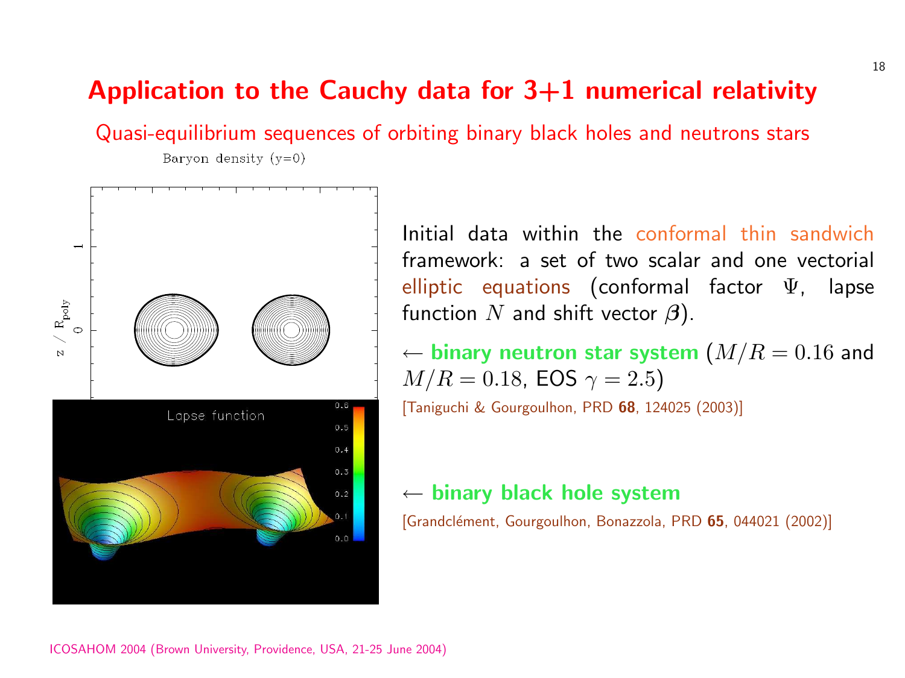# Application to the Cauchy data for 3+1 numerical relativity

## Quasi-equilibrium sequences of orbiting binary black holes and neutrons stars

Initial data within the conformal thin sandwich framework: a set of two scalar and one vectorial elliptic equations (conformal factor $\Psi$, lapse function $N$ and shift vector $\boldsymbol{\beta}$).

← **binary neutron star system** ($M/R = 0.16$ and $M/R = 0.18$, EOS $\gamma = 2.5$)

[Taniguchi & Gourgoulhon, PRD **68**, 124025 (2003)]

← **binary black hole system**

[Grandclément, Gourgoulhon, Bonazzola, PRD **65**, 044021 (2002)]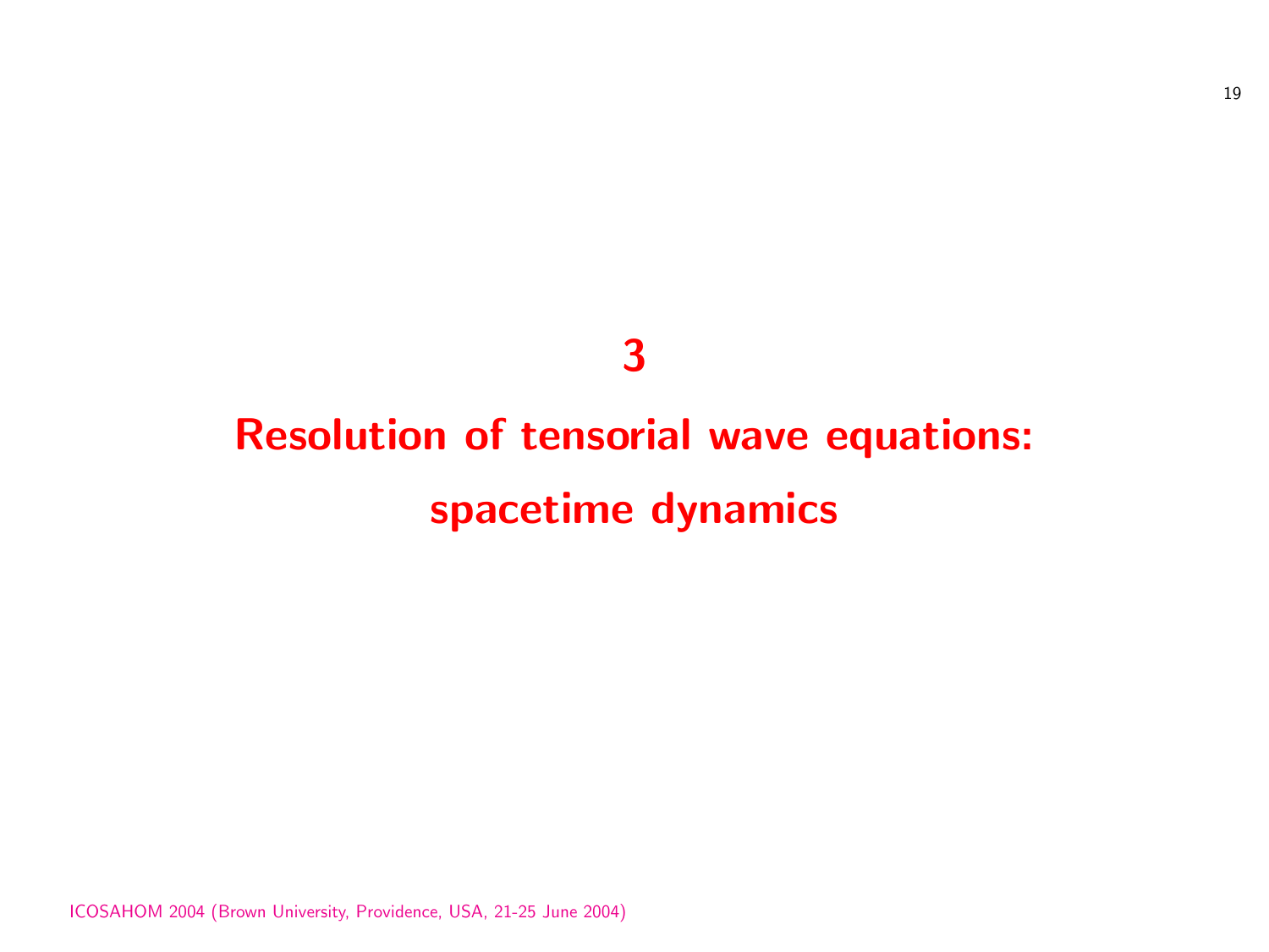# 3

# Resolution of tensorial wave equations: spacetime dynamics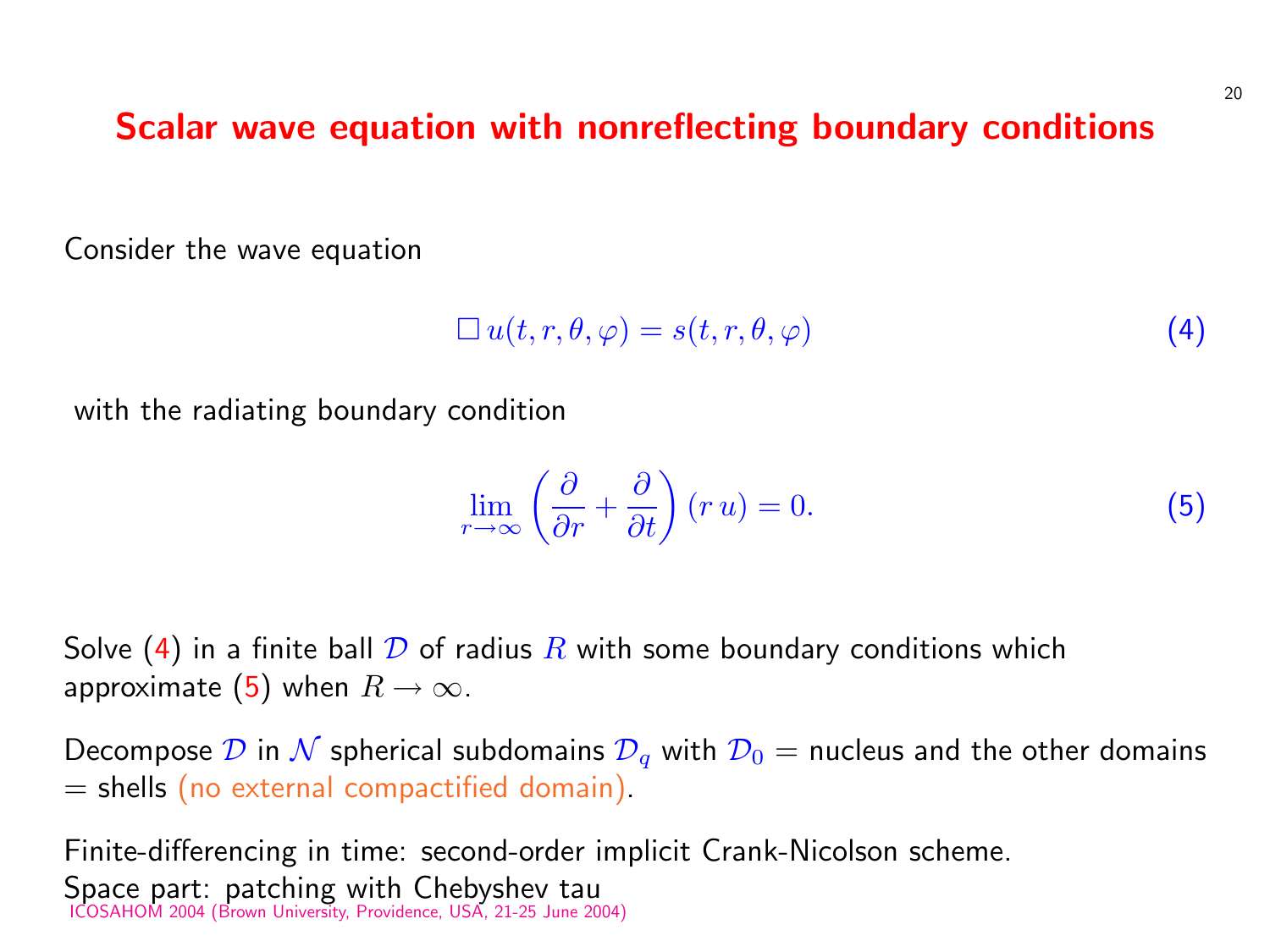# Scalar wave equation with nonreflecting boundary conditions

Consider the wave equation

$$\Box\, u(t, r, \theta, \varphi) = s(t, r, \theta, \varphi) \tag{4}$$

with the radiating boundary condition

$$\lim_{r\to\infty} \left( \frac{\partial}{\partial r} + \frac{\partial}{\partial t} \right) (r\, u) = 0. \tag{5}$$

Solve (4) in a finite ball $\mathcal{D}$ of radius $R$ with some boundary conditions which approximate (5) when $R \to \infty$.

Decompose $\mathcal{D}$ in $\mathcal{N}$ spherical subdomains $\mathcal{D}_q$ with $\mathcal{D}_0$ = nucleus and the other domains = shells (no external compactified domain).

Finite-differencing in time: second-order implicit Crank-Nicolson scheme.
Space part: patching with Chebyshev tau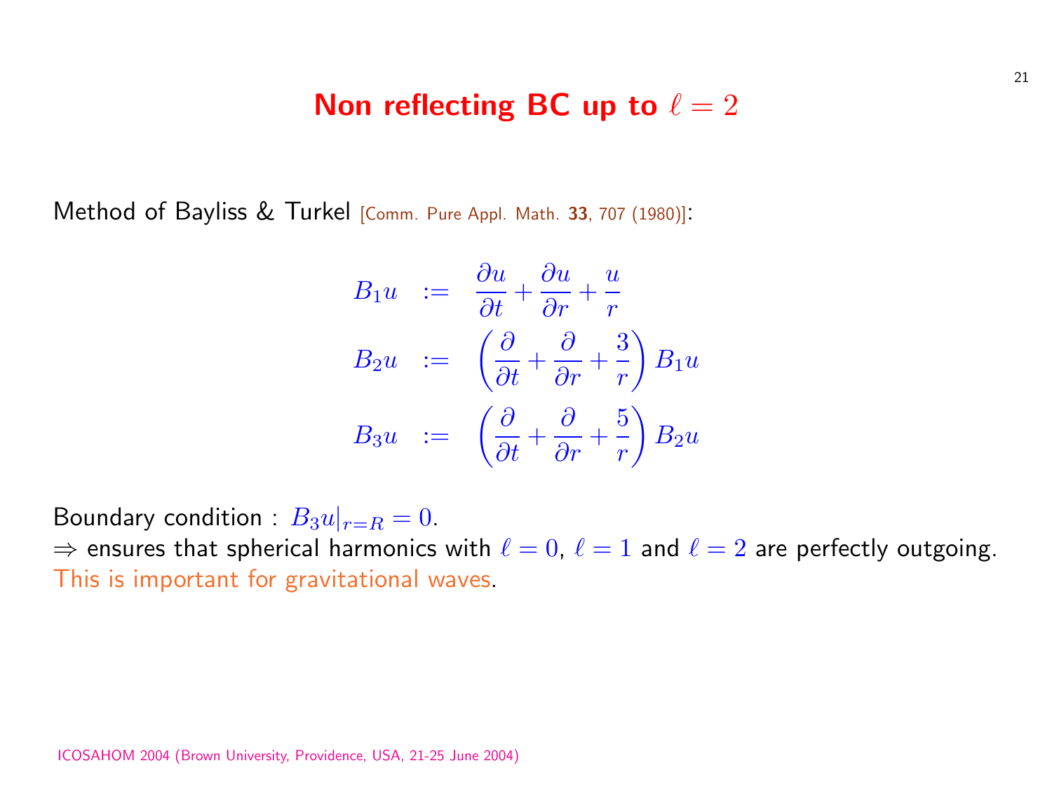# Non reflecting BC up to $\ell = 2$

Method of Bayliss & Turkel [Comm. Pure Appl. Math. **33**, 707 (1980)]:

$$
\begin{aligned}
B_1 u &:= \frac{\partial u}{\partial t} + \frac{\partial u}{\partial r} + \frac{u}{r} \\
B_2 u &:= \left( \frac{\partial}{\partial t} + \frac{\partial}{\partial r} + \frac{3}{r} \right) B_1 u \\
B_3 u &:= \left( \frac{\partial}{\partial t} + \frac{\partial}{\partial r} + \frac{5}{r} \right) B_2 u
\end{aligned}
$$

Boundary condition : $B_3 u|_{r=R} = 0$.

$\Rightarrow$ ensures that spherical harmonics with $\ell = 0$, $\ell = 1$ and $\ell = 2$ are perfectly outgoing.

This is important for gravitational waves.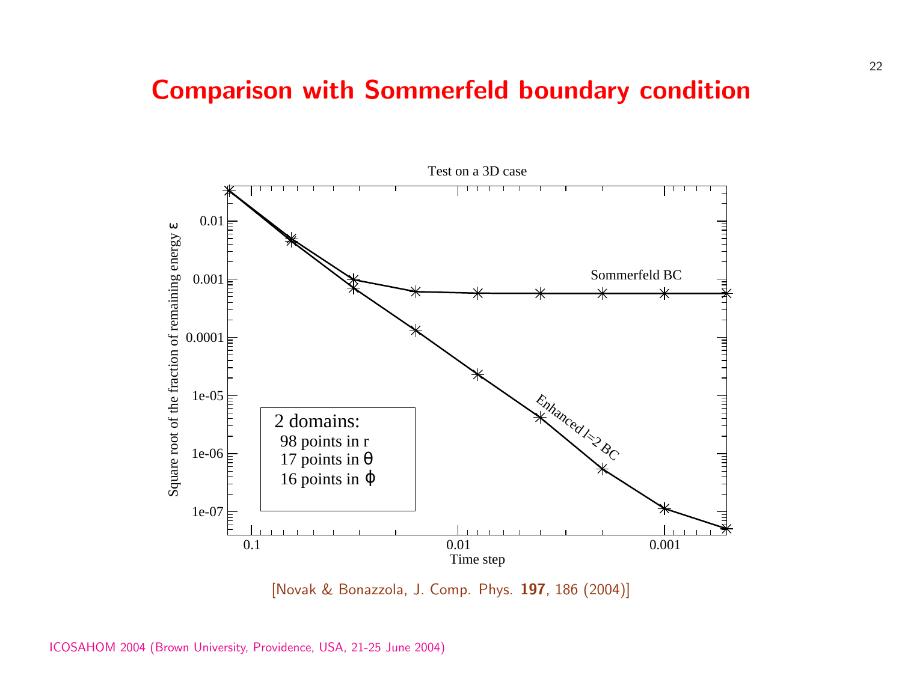# Comparison with Sommerfeld boundary condition

Test on a 3D case

Square root of the fraction of remaining energy ε

Time step

Sommerfeld BC

Enhanced l=2 BC

2 domains:
98 points in r
17 points in θ
16 points in ϕ

[Novak & Bonazzola, J. Comp. Phys. **197**, 186 (2004)]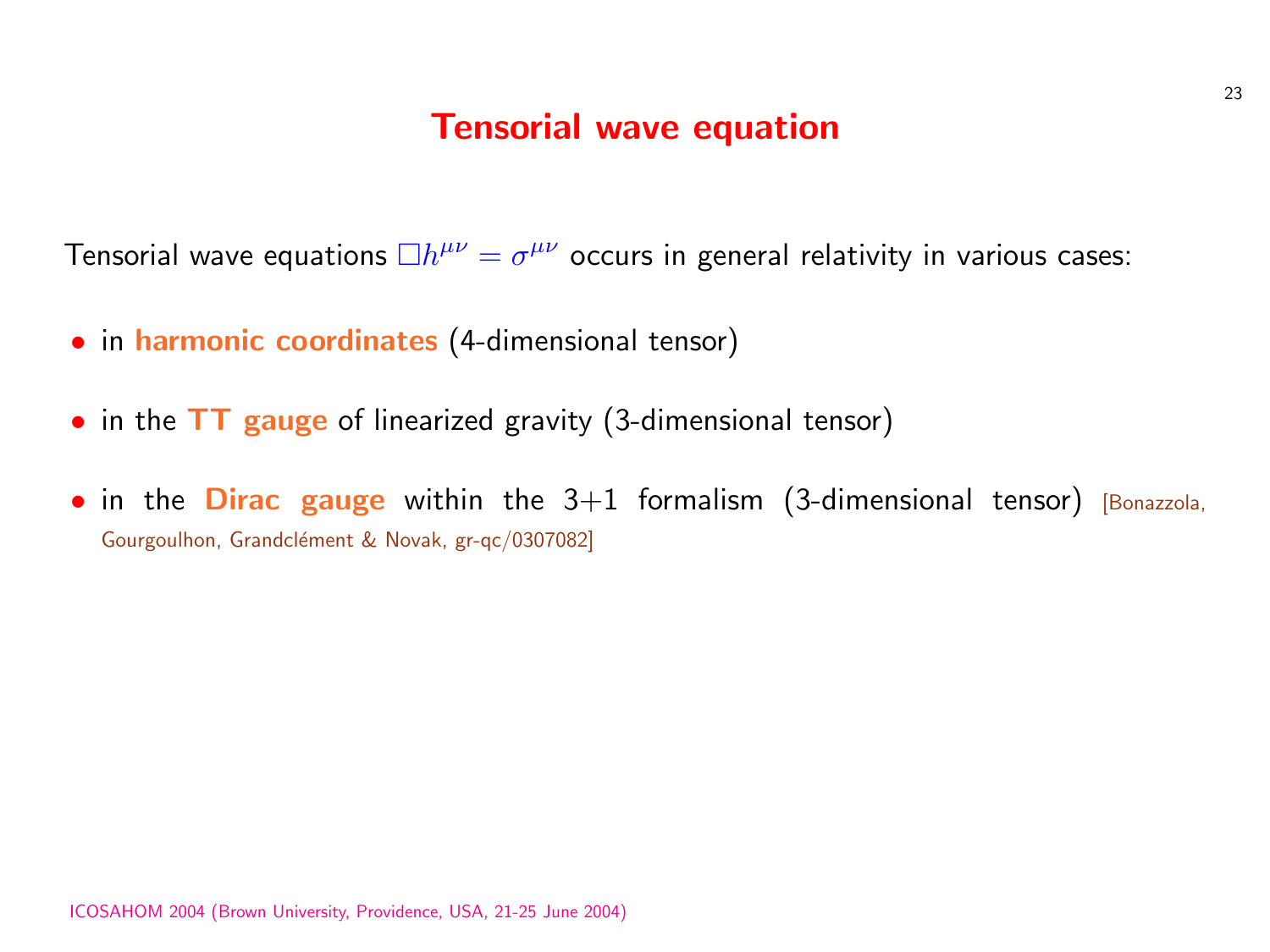# Tensorial wave equation

Tensorial wave equations $\Box h^{\mu\nu} = \sigma^{\mu\nu}$ occurs in general relativity in various cases:

- in **harmonic coordinates** (4-dimensional tensor)
- in the **TT gauge** of linearized gravity (3-dimensional tensor)
- in the **Dirac gauge** within the 3+1 formalism (3-dimensional tensor) [Bonazzola, Gourgoulhon, Grandclément & Novak, gr-qc/0307082]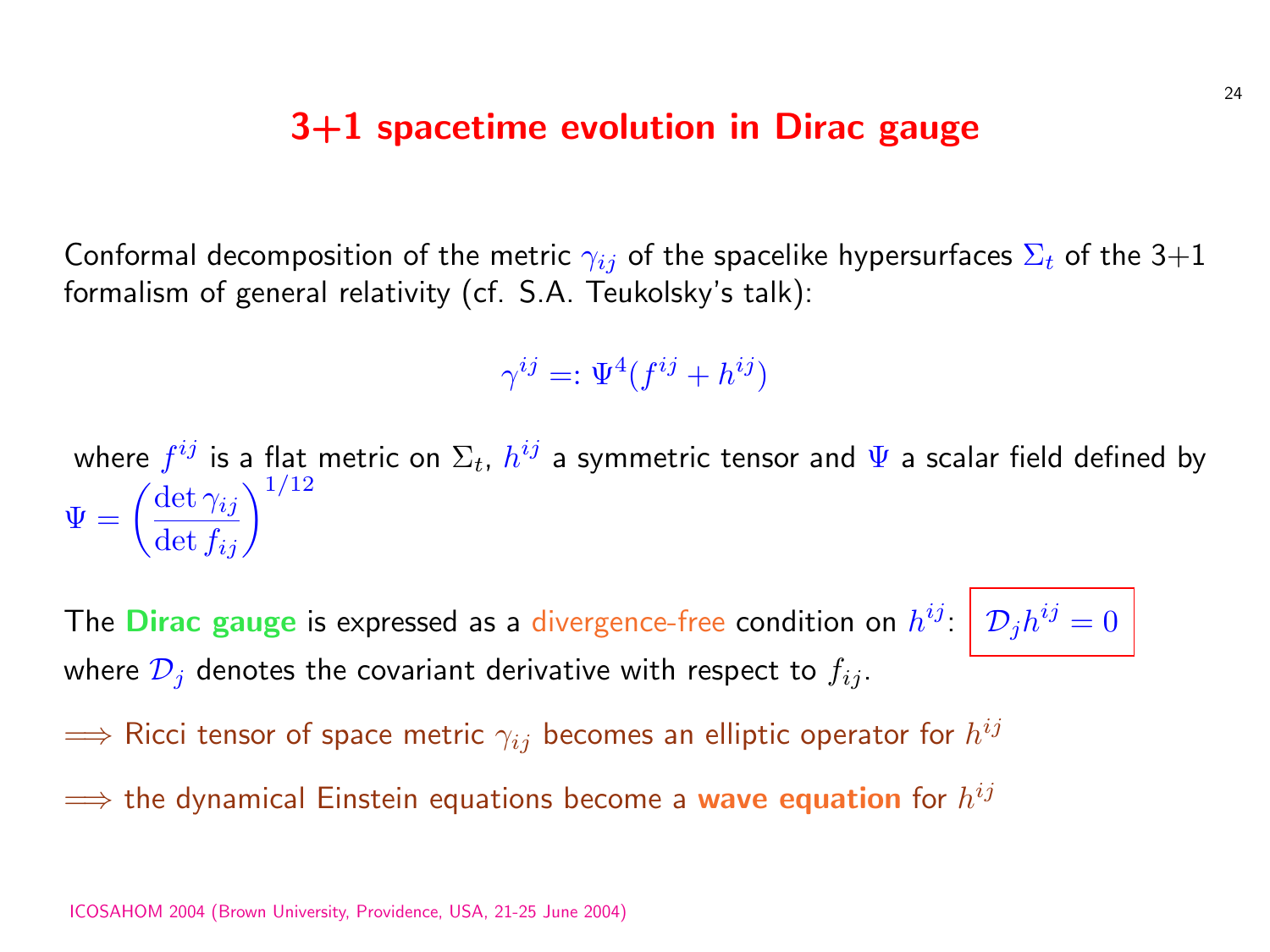# 3+1 spacetime evolution in Dirac gauge

Conformal decomposition of the metric $\gamma_{ij}$ of the spacelike hypersurfaces $\Sigma_t$ of the 3+1 formalism of general relativity (cf. S.A. Teukolsky's talk):

$$\gamma^{ij} =: \Psi^4 (f^{ij} + h^{ij})$$

where $f^{ij}$ is a flat metric on $\Sigma_t$, $h^{ij}$ a symmetric tensor and $\Psi$ a scalar field defined by $\Psi = \left(\frac{\det \gamma_{ij}}{\det f_{ij}}\right)^{1/12}$

The **Dirac gauge** is expressed as a divergence-free condition on $h^{ij}$: $\boxed{\mathcal{D}_j h^{ij} = 0}$
where $\mathcal{D}_j$ denotes the covariant derivative with respect to $f_{ij}$.

$\Longrightarrow$ Ricci tensor of space metric $\gamma_{ij}$ becomes an elliptic operator for $h^{ij}$

$\Longrightarrow$ the dynamical Einstein equations become a **wave equation** for $h^{ij}$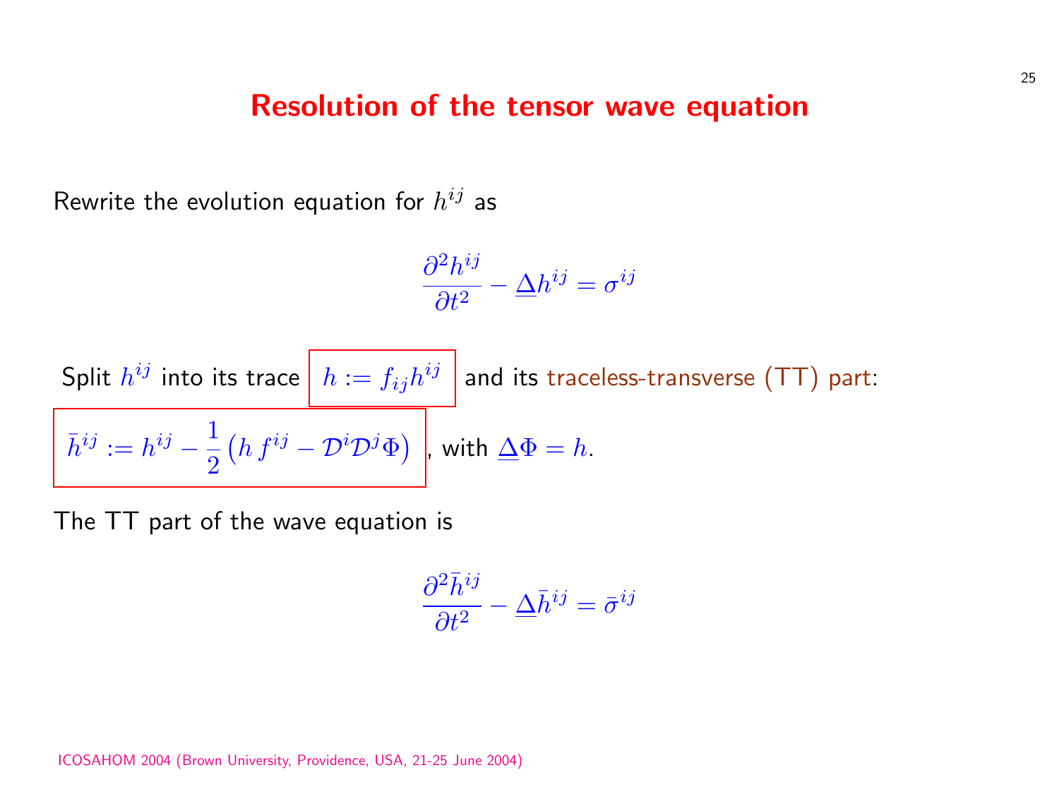# Resolution of the tensor wave equation

Rewrite the evolution equation for $h^{ij}$ as

$$\frac{\partial^2 h^{ij}}{\partial t^2} - \underline{\Delta} h^{ij} = \sigma^{ij}$$

Split $h^{ij}$ into its trace $h := f_{ij} h^{ij}$ and its traceless-transverse (TT) part:

$\bar{h}^{ij} := h^{ij} - \frac{1}{2}\left(h\, f^{ij} - \mathcal{D}^i \mathcal{D}^j \Phi\right)$, with $\underline{\Delta}\Phi = h$.

The TT part of the wave equation is

$$\frac{\partial^2 \bar{h}^{ij}}{\partial t^2} - \underline{\Delta} \bar{h}^{ij} = \bar{\sigma}^{ij}$$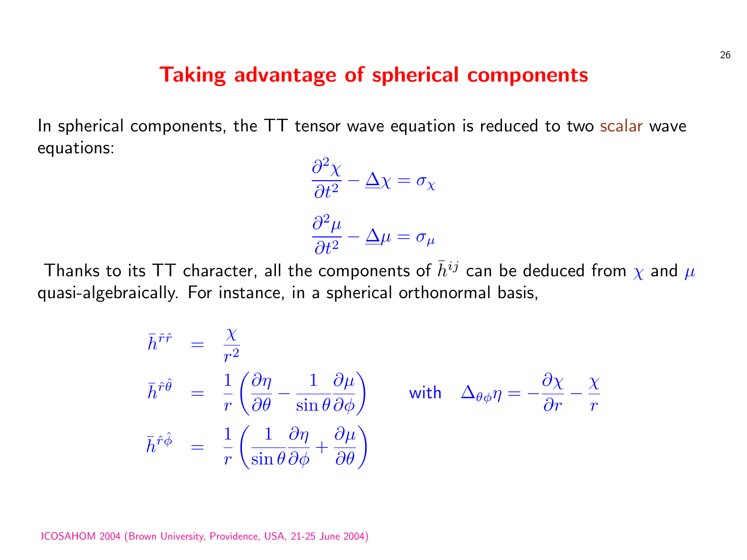# Taking advantage of spherical components

In spherical components, the TT tensor wave equation is reduced to two scalar wave equations:

$$\frac{\partial^2 \chi}{\partial t^2} - \underline{\Delta} \chi = \sigma_\chi$$

$$\frac{\partial^2 \mu}{\partial t^2} - \underline{\Delta} \mu = \sigma_\mu$$

Thanks to its TT character, all the components of $\bar{h}^{ij}$ can be deduced from $\chi$ and $\mu$ quasi-algebraically. For instance, in a spherical orthonormal basis,

$$\bar{h}^{\hat{r}\hat{r}} = \frac{\chi}{r^2}$$

$$\bar{h}^{\hat{r}\hat{\theta}} = \frac{1}{r}\left(\frac{\partial \eta}{\partial \theta} - \frac{1}{\sin\theta}\frac{\partial \mu}{\partial \phi}\right) \qquad \text{with} \quad \Delta_{\theta\phi}\eta = -\frac{\partial \chi}{\partial r} - \frac{\chi}{r}$$

$$\bar{h}^{\hat{r}\hat{\phi}} = \frac{1}{r}\left(\frac{1}{\sin\theta}\frac{\partial \eta}{\partial \phi} + \frac{\partial \mu}{\partial \theta}\right)$$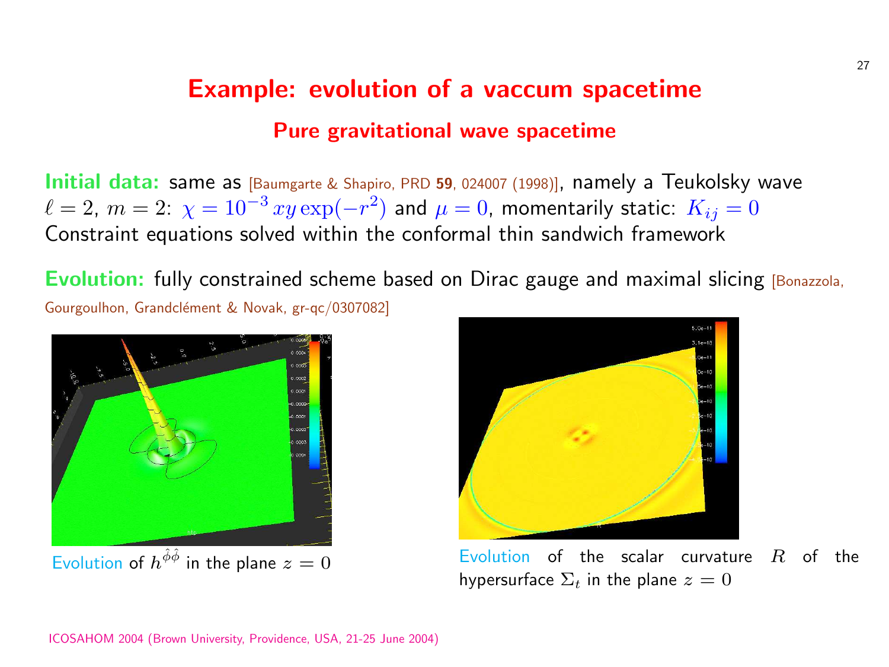# Example: evolution of a vaccum spacetime

## Pure gravitational wave spacetime

**Initial data:** same as [Baumgarte & Shapiro, PRD **59**, 024007 (1998)], namely a Teukolsky wave $\ell = 2$, $m = 2$: $\chi = 10^{-3}\, xy \exp(-r^2)$ and $\mu = 0$, momentarily static: $K_{ij} = 0$
Constraint equations solved within the conformal thin sandwich framework

**Evolution:** fully constrained scheme based on Dirac gauge and maximal slicing [Bonazzola, Gourgoulhon, Grandclément & Novak, gr-qc/0307082]

Evolution of $h^{\hat{\phi}\hat{\phi}}$ in the plane $z = 0$

Evolution of the scalar curvature $R$ of the hypersurface $\Sigma_t$ in the plane $z = 0$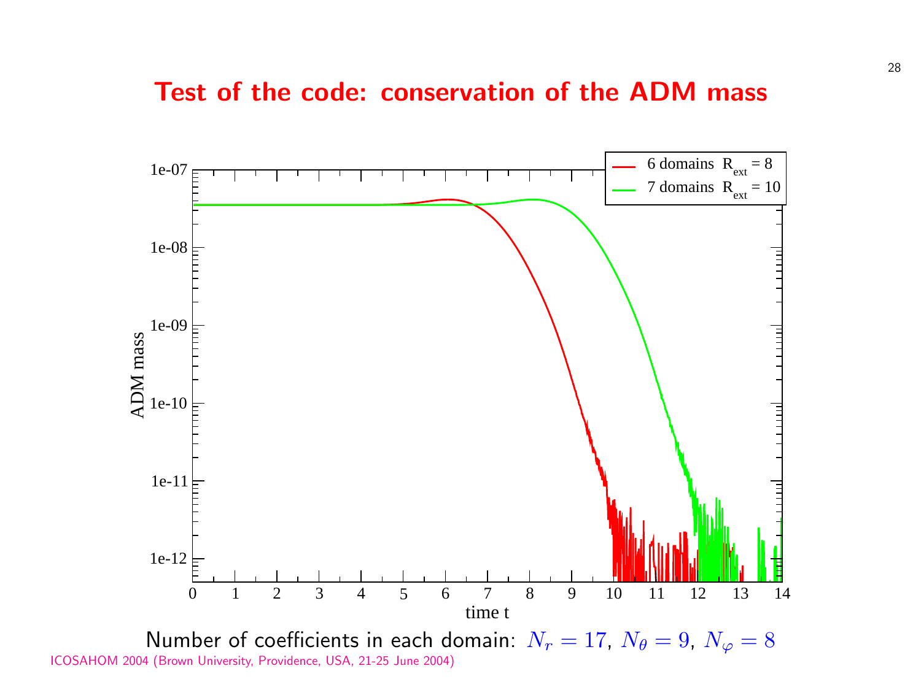## Test of the code: conservation of the ADM mass

Number of coefficients in each domain: $N_r = 17$, $N_\theta = 9$, $N_\varphi = 8$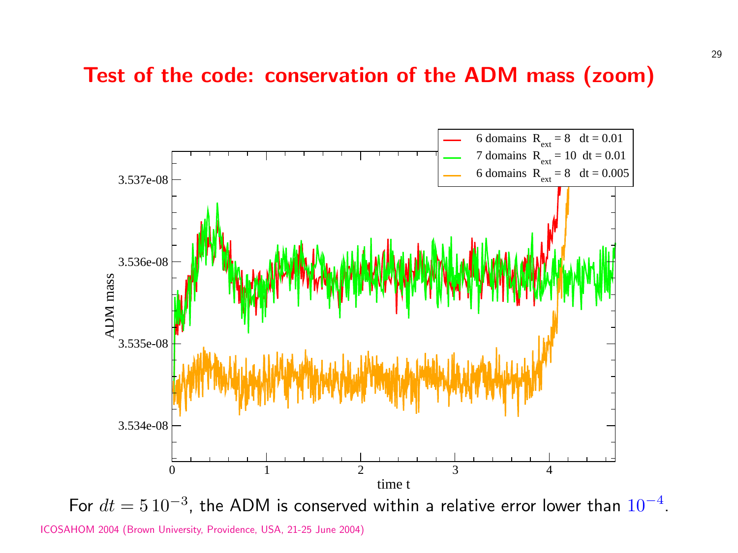# Test of the code: conservation of the ADM mass (zoom)

6 domains $R_{ext} = 8$ dt = 0.01

7 domains $R_{ext} = 10$ dt = 0.01

6 domains $R_{ext} = 8$ dt = 0.005

ADM mass

3.537e-08

3.536e-08

3.535e-08

3.534e-08

0 1 2 3 4

time t

For $dt = 5\,10^{-3}$, the ADM is conserved within a relative error lower than $10^{-4}$.